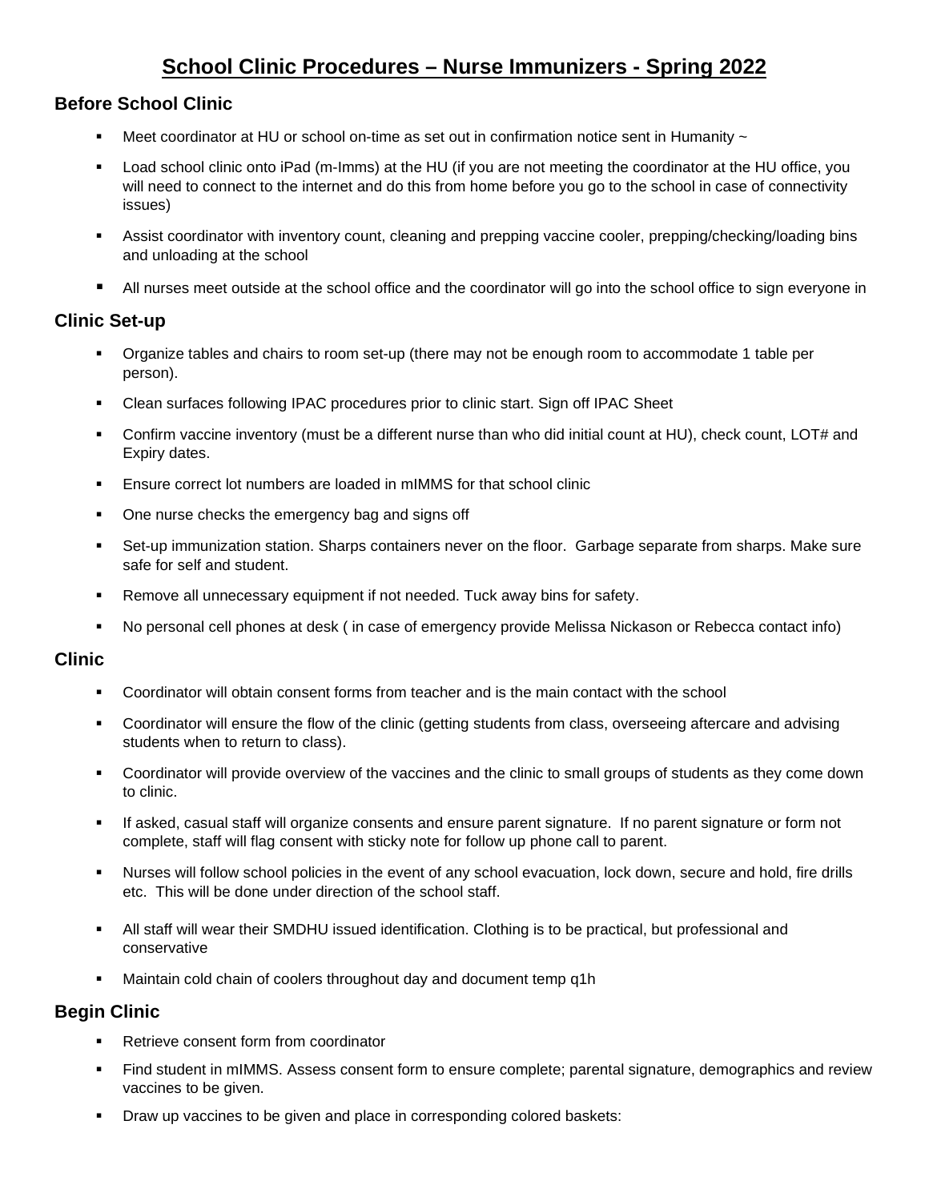# School Clinic Procedures – Nurse Immunizers - Spring 2022

## Before School Clinic

- Meet coordinator at HU or school on-time as set out in confirmation notice sent in Humanity ~
- Load school clinic onto iPad (m-Imms) at the HU (if you are not meeting the coordinator at the HU office, you will need to connect to the internet and do this from home before you go to the school in case of connectivity issues)
- Assist coordinator with inventory count, cleaning and prepping vaccine cooler, prepping/checking/loading bins and unloading at the school
- All nurses meet outside at the school office and the coordinator will go into the school office to sign everyone in

## Clinic Set-up

- Organize tables and chairs to room set-up (there may not be enough room to accommodate 1 table per person).
- Clean surfaces following IPAC procedures prior to clinic start. Sign off IPAC Sheet
- Confirm vaccine inventory (must be a different nurse than who did initial count at HU), check count, LOT# and Expiry dates.
- Ensure correct lot numbers are loaded in mIMMS for that school clinic
- One nurse checks the emergency bag and signs off
- Set-up immunization station. Sharps containers never on the floor. Garbage separate from sharps. Make sure safe for self and student.
- Remove all unnecessary equipment if not needed. Tuck away bins for safety.
- No personal cell phones at desk ( in case of emergency provide Melissa Nickason or Rebecca contact info)

## Clinic

- Coordinator will obtain consent forms from teacher and is the main contact with the school
- Coordinator will ensure the flow of the clinic (getting students from class, overseeing aftercare and advising students when to return to class).
- Coordinator will provide overview of the vaccines and the clinic to small groups of students as they come down to clinic.
- If asked, casual staff will organize consents and ensure parent signature. If no parent signature or form not complete, staff will flag consent with sticky note for follow up phone call to parent.
- Nurses will follow school policies in the event of any school evacuation, lock down, secure and hold, fire drills etc. This will be done under direction of the school staff.
- All staff will wear their SMDHU issued identification. Clothing is to be practical, but professional and conservative
- Maintain cold chain of coolers throughout day and document temp q1h

## Begin Clinic

- Retrieve consent form from coordinator
- Find student in mIMMS. Assess consent form to ensure complete; parental signature, demographics and review vaccines to be given.
- Draw up vaccines to be given and place in corresponding colored baskets: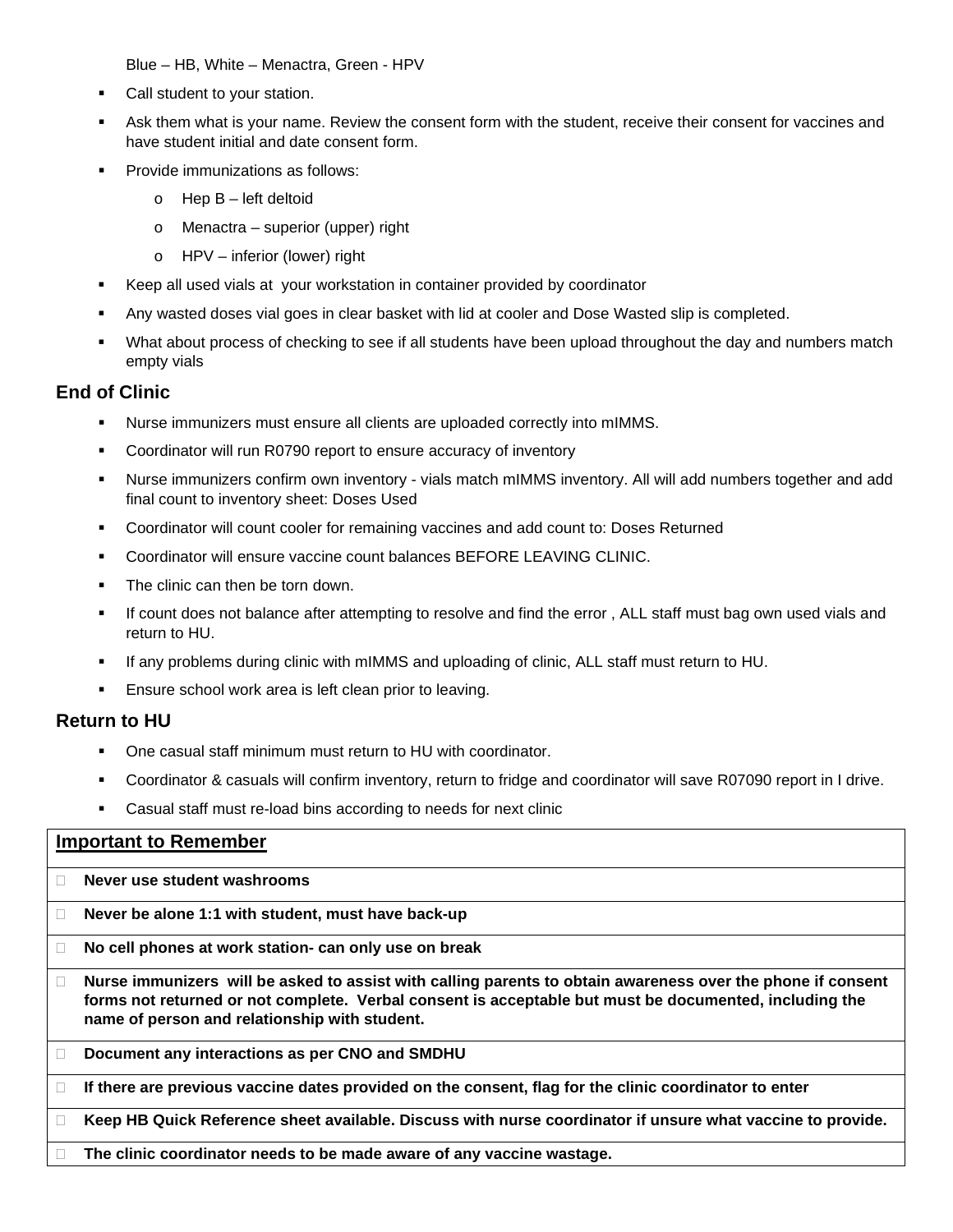Blue – HB, White – Menactra, Green - HPV

- Call student to your station.
- Ask them what is your name. Review the consent form with the student, receive their consent for vaccines and have student initial and date consent form.
- Provide immunizations as follows:
  - Hep B – left deltoid
  - Menactra – superior (upper) right
  - HPV – inferior (lower) right
- Keep all used vials at your workstation in container provided by coordinator
- Any wasted doses vial goes in clear basket with lid at cooler and Dose Wasted slip is completed.
- What about process of checking to see if all students have been upload throughout the day and numbers match empty vials

## End of Clinic

- Nurse immunizers must ensure all clients are uploaded correctly into mIMMS.
- Coordinator will run R0790 report to ensure accuracy of inventory
- Nurse immunizers confirm own inventory - vials match mIMMS inventory. All will add numbers together and add final count to inventory sheet: Doses Used
- Coordinator will count cooler for remaining vaccines and add count to: Doses Returned
- Coordinator will ensure vaccine count balances BEFORE LEAVING CLINIC.
- The clinic can then be torn down.
- If count does not balance after attempting to resolve and find the error , ALL staff must bag own used vials and return to HU.
- If any problems during clinic with mIMMS and uploading of clinic, ALL staff must return to HU.
- Ensure school work area is left clean prior to leaving.

## Return to HU

- One casual staff minimum must return to HU with coordinator.
- Coordinator & casuals will confirm inventory, return to fridge and coordinator will save R07090 report in I drive.
- Casual staff must re-load bins according to needs for next clinic

| **Important to Remember** |
|---|
| **Never use student washrooms** |
| **Never be alone 1:1 with student, must have back-up** |
| **No cell phones at work station- can only use on break** |
| **Nurse immunizers will be asked to assist with calling parents to obtain awareness over the phone if consent forms not returned or not complete. Verbal consent is acceptable but must be documented, including the name of person and relationship with student.** |
| **Document any interactions as per CNO and SMDHU** |
| **If there are previous vaccine dates provided on the consent, flag for the clinic coordinator to enter** |
| **Keep HB Quick Reference sheet available. Discuss with nurse coordinator if unsure what vaccine to provide.** |
| **The clinic coordinator needs to be made aware of any vaccine wastage.** |